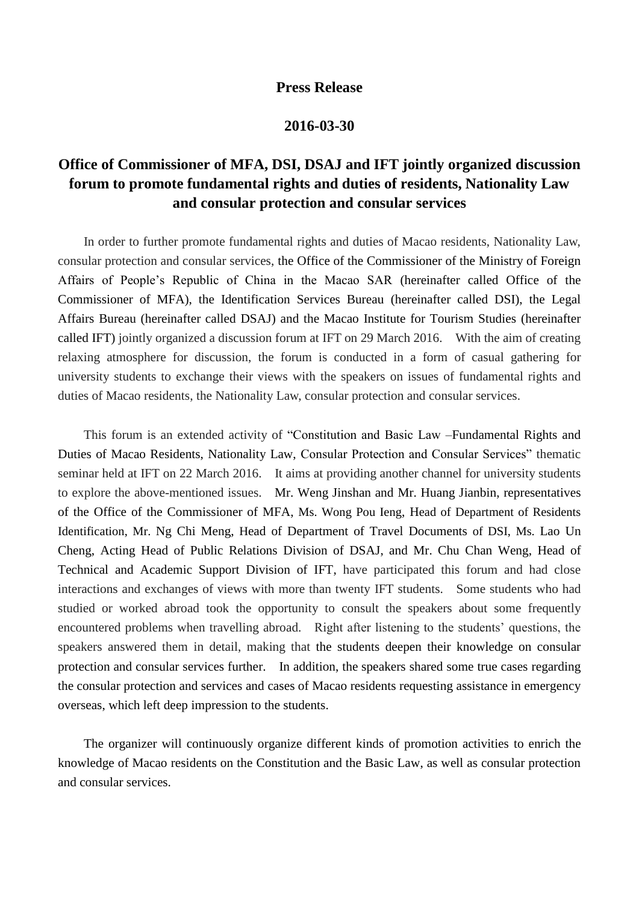**Press Release**

**2016-03-30**

# Office of Commissioner of MFA, DSI, DSAJ and IFT jointly organized discussion forum to promote fundamental rights and duties of residents, Nationality Law and consular protection and consular services

In order to further promote fundamental rights and duties of Macao residents, Nationality Law, consular protection and consular services, the Office of the Commissioner of the Ministry of Foreign Affairs of People's Republic of China in the Macao SAR (hereinafter called Office of the Commissioner of MFA), the Identification Services Bureau (hereinafter called DSI), the Legal Affairs Bureau (hereinafter called DSAJ) and the Macao Institute for Tourism Studies (hereinafter called IFT) jointly organized a discussion forum at IFT on 29 March 2016. With the aim of creating relaxing atmosphere for discussion, the forum is conducted in a form of casual gathering for university students to exchange their views with the speakers on issues of fundamental rights and duties of Macao residents, the Nationality Law, consular protection and consular services.

This forum is an extended activity of "Constitution and Basic Law –Fundamental Rights and Duties of Macao Residents, Nationality Law, Consular Protection and Consular Services" thematic seminar held at IFT on 22 March 2016. It aims at providing another channel for university students to explore the above-mentioned issues. Mr. Weng Jinshan and Mr. Huang Jianbin, representatives of the Office of the Commissioner of MFA, Ms. Wong Pou Ieng, Head of Department of Residents Identification, Mr. Ng Chi Meng, Head of Department of Travel Documents of DSI, Ms. Lao Un Cheng, Acting Head of Public Relations Division of DSAJ, and Mr. Chu Chan Weng, Head of Technical and Academic Support Division of IFT, have participated this forum and had close interactions and exchanges of views with more than twenty IFT students. Some students who had studied or worked abroad took the opportunity to consult the speakers about some frequently encountered problems when travelling abroad. Right after listening to the students' questions, the speakers answered them in detail, making that the students deepen their knowledge on consular protection and consular services further. In addition, the speakers shared some true cases regarding the consular protection and services and cases of Macao residents requesting assistance in emergency overseas, which left deep impression to the students.

The organizer will continuously organize different kinds of promotion activities to enrich the knowledge of Macao residents on the Constitution and the Basic Law, as well as consular protection and consular services.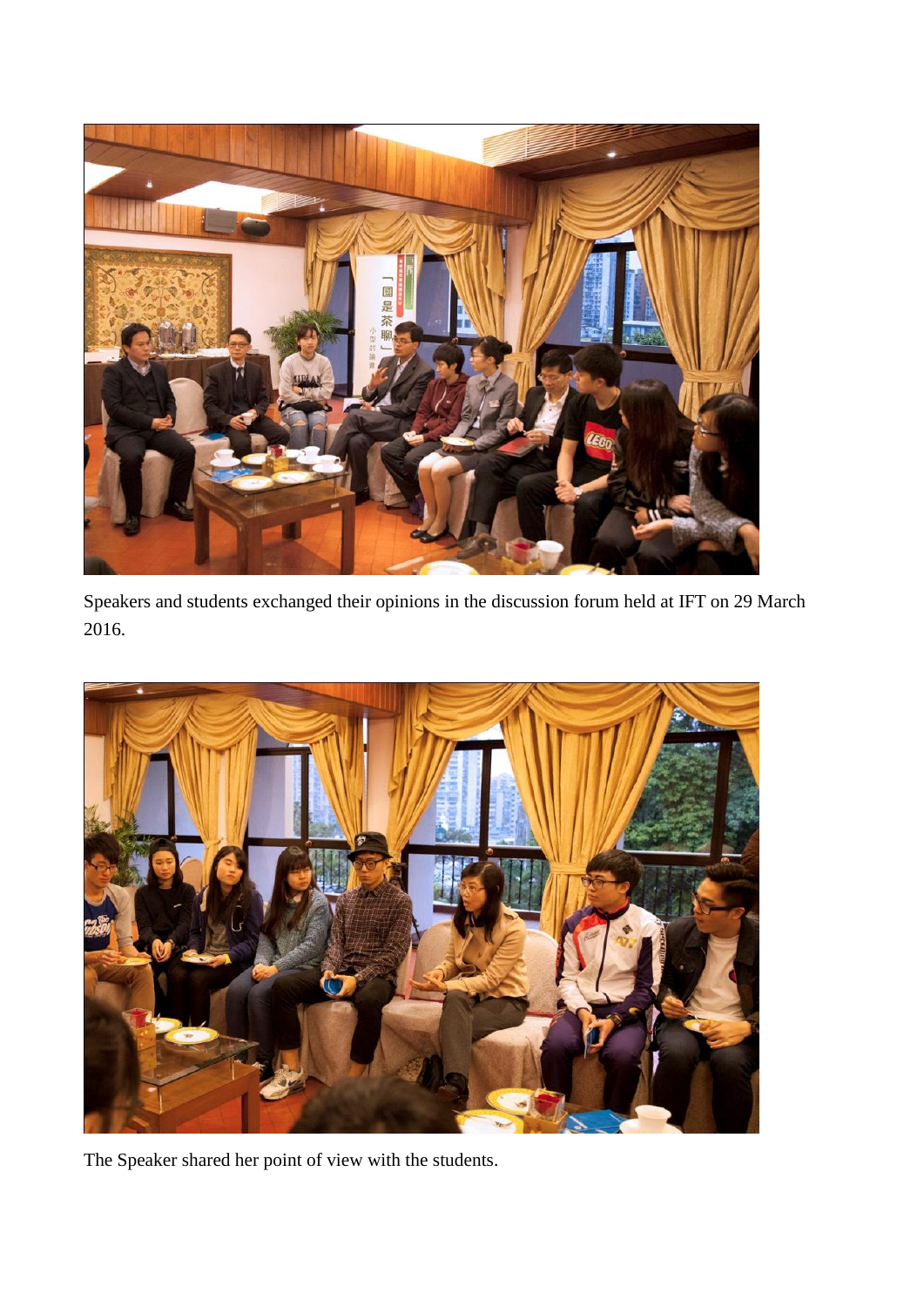Speakers and students exchanged their opinions in the discussion forum held at IFT on 29 March 2016.

The Speaker shared her point of view with the students.